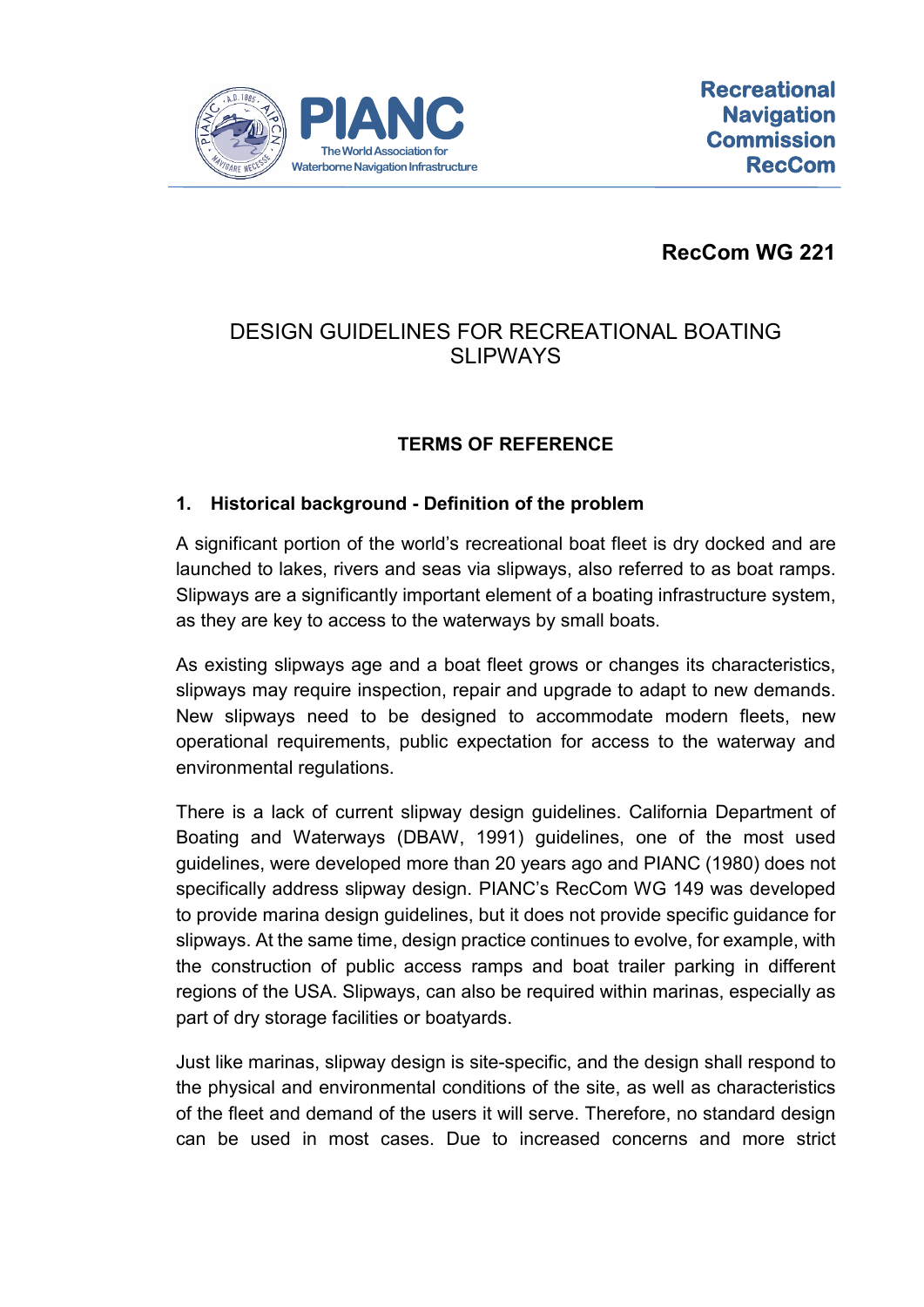# PIANC

The World Association for Waterborne Navigation Infrastructure

**Recreational Navigation Commission RecCom**

**RecCom WG 221**

## DESIGN GUIDELINES FOR RECREATIONAL BOATING SLIPWAYS

### TERMS OF REFERENCE

### 1. Historical background - Definition of the problem

A significant portion of the world's recreational boat fleet is dry docked and are launched to lakes, rivers and seas via slipways, also referred to as boat ramps. Slipways are a significantly important element of a boating infrastructure system, as they are key to access to the waterways by small boats.

As existing slipways age and a boat fleet grows or changes its characteristics, slipways may require inspection, repair and upgrade to adapt to new demands. New slipways need to be designed to accommodate modern fleets, new operational requirements, public expectation for access to the waterway and environmental regulations.

There is a lack of current slipway design guidelines. California Department of Boating and Waterways (DBAW, 1991) guidelines, one of the most used guidelines, were developed more than 20 years ago and PIANC (1980) does not specifically address slipway design. PIANC's RecCom WG 149 was developed to provide marina design guidelines, but it does not provide specific guidance for slipways. At the same time, design practice continues to evolve, for example, with the construction of public access ramps and boat trailer parking in different regions of the USA. Slipways, can also be required within marinas, especially as part of dry storage facilities or boatyards.

Just like marinas, slipway design is site-specific, and the design shall respond to the physical and environmental conditions of the site, as well as characteristics of the fleet and demand of the users it will serve. Therefore, no standard design can be used in most cases. Due to increased concerns and more strict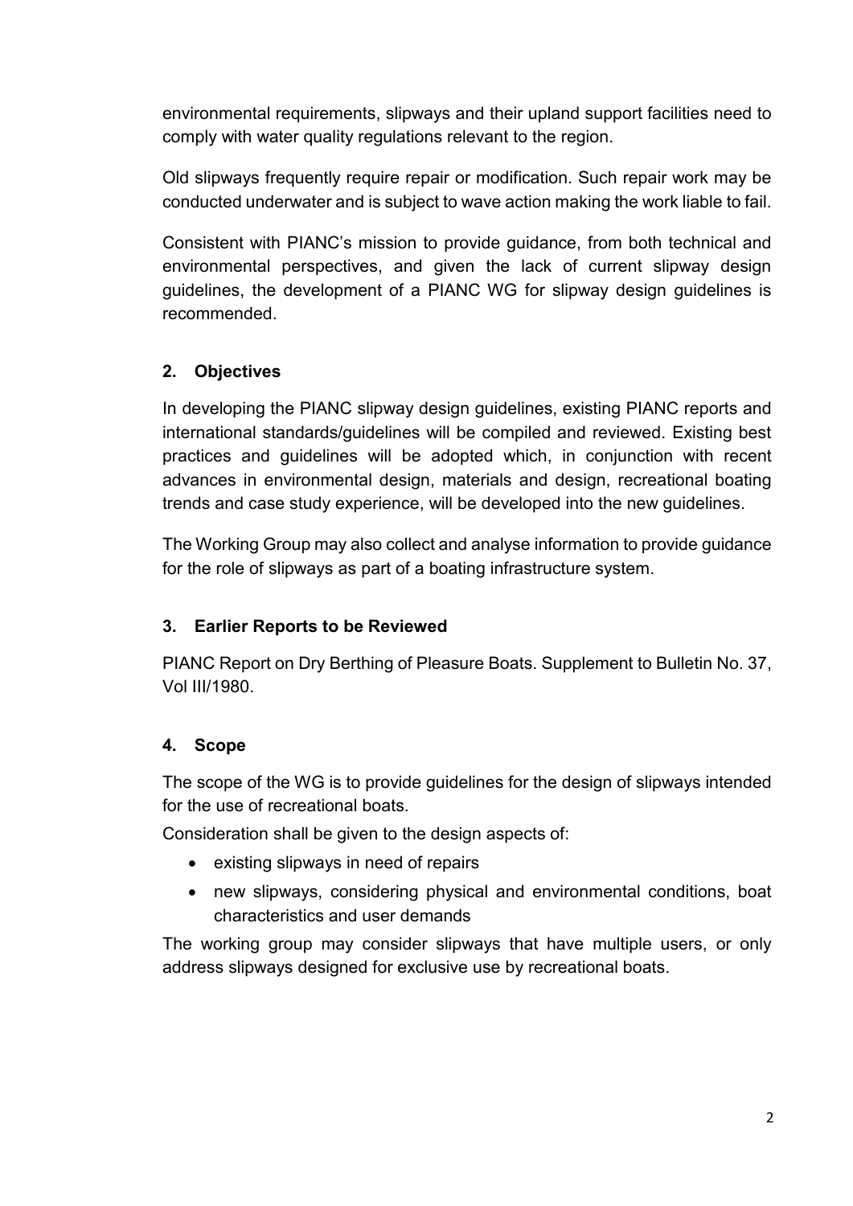environmental requirements, slipways and their upland support facilities need to comply with water quality regulations relevant to the region.

Old slipways frequently require repair or modification. Such repair work may be conducted underwater and is subject to wave action making the work liable to fail.

Consistent with PIANC's mission to provide guidance, from both technical and environmental perspectives, and given the lack of current slipway design guidelines, the development of a PIANC WG for slipway design guidelines is recommended.

## 2. Objectives

In developing the PIANC slipway design guidelines, existing PIANC reports and international standards/guidelines will be compiled and reviewed. Existing best practices and guidelines will be adopted which, in conjunction with recent advances in environmental design, materials and design, recreational boating trends and case study experience, will be developed into the new guidelines.

The Working Group may also collect and analyse information to provide guidance for the role of slipways as part of a boating infrastructure system.

## 3. Earlier Reports to be Reviewed

PIANC Report on Dry Berthing of Pleasure Boats. Supplement to Bulletin No. 37, Vol III/1980.

## 4. Scope

The scope of the WG is to provide guidelines for the design of slipways intended for the use of recreational boats.

Consideration shall be given to the design aspects of:

- existing slipways in need of repairs
- new slipways, considering physical and environmental conditions, boat characteristics and user demands

The working group may consider slipways that have multiple users, or only address slipways designed for exclusive use by recreational boats.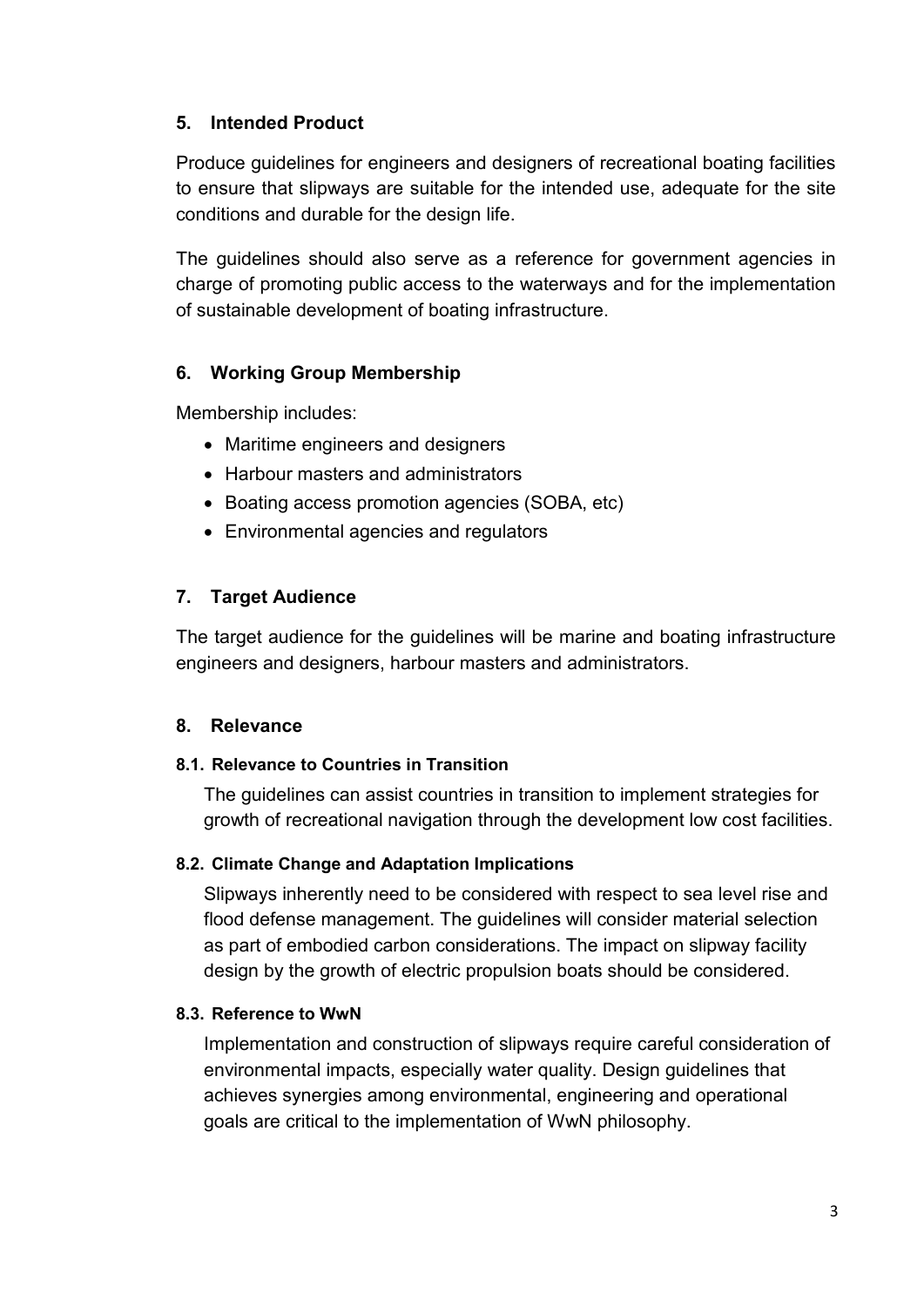## 5. Intended Product

Produce guidelines for engineers and designers of recreational boating facilities to ensure that slipways are suitable for the intended use, adequate for the site conditions and durable for the design life.

The guidelines should also serve as a reference for government agencies in charge of promoting public access to the waterways and for the implementation of sustainable development of boating infrastructure.

## 6. Working Group Membership

Membership includes:

- Maritime engineers and designers
- Harbour masters and administrators
- Boating access promotion agencies (SOBA, etc)
- Environmental agencies and regulators

## 7. Target Audience

The target audience for the guidelines will be marine and boating infrastructure engineers and designers, harbour masters and administrators.

## 8. Relevance

### 8.1. Relevance to Countries in Transition

The guidelines can assist countries in transition to implement strategies for growth of recreational navigation through the development low cost facilities.

### 8.2. Climate Change and Adaptation Implications

Slipways inherently need to be considered with respect to sea level rise and flood defense management. The guidelines will consider material selection as part of embodied carbon considerations. The impact on slipway facility design by the growth of electric propulsion boats should be considered.

### 8.3. Reference to WwN

Implementation and construction of slipways require careful consideration of environmental impacts, especially water quality. Design guidelines that achieves synergies among environmental, engineering and operational goals are critical to the implementation of WwN philosophy.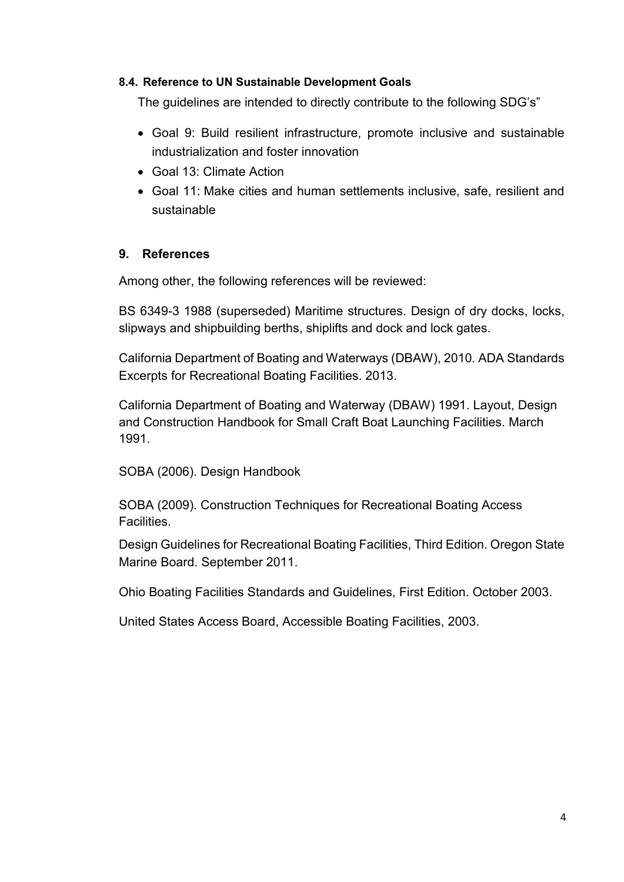### 8.4. Reference to UN Sustainable Development Goals

The guidelines are intended to directly contribute to the following SDG's"

- Goal 9: Build resilient infrastructure, promote inclusive and sustainable industrialization and foster innovation
- Goal 13: Climate Action
- Goal 11: Make cities and human settlements inclusive, safe, resilient and sustainable

## 9. References

Among other, the following references will be reviewed:

BS 6349-3 1988 (superseded) Maritime structures. Design of dry docks, locks, slipways and shipbuilding berths, shiplifts and dock and lock gates.

California Department of Boating and Waterways (DBAW), 2010. ADA Standards Excerpts for Recreational Boating Facilities. 2013.

California Department of Boating and Waterway (DBAW) 1991. Layout, Design and Construction Handbook for Small Craft Boat Launching Facilities. March 1991.

SOBA (2006). Design Handbook

SOBA (2009). Construction Techniques for Recreational Boating Access Facilities.

Design Guidelines for Recreational Boating Facilities, Third Edition. Oregon State Marine Board. September 2011.

Ohio Boating Facilities Standards and Guidelines, First Edition. October 2003.

United States Access Board, Accessible Boating Facilities, 2003.